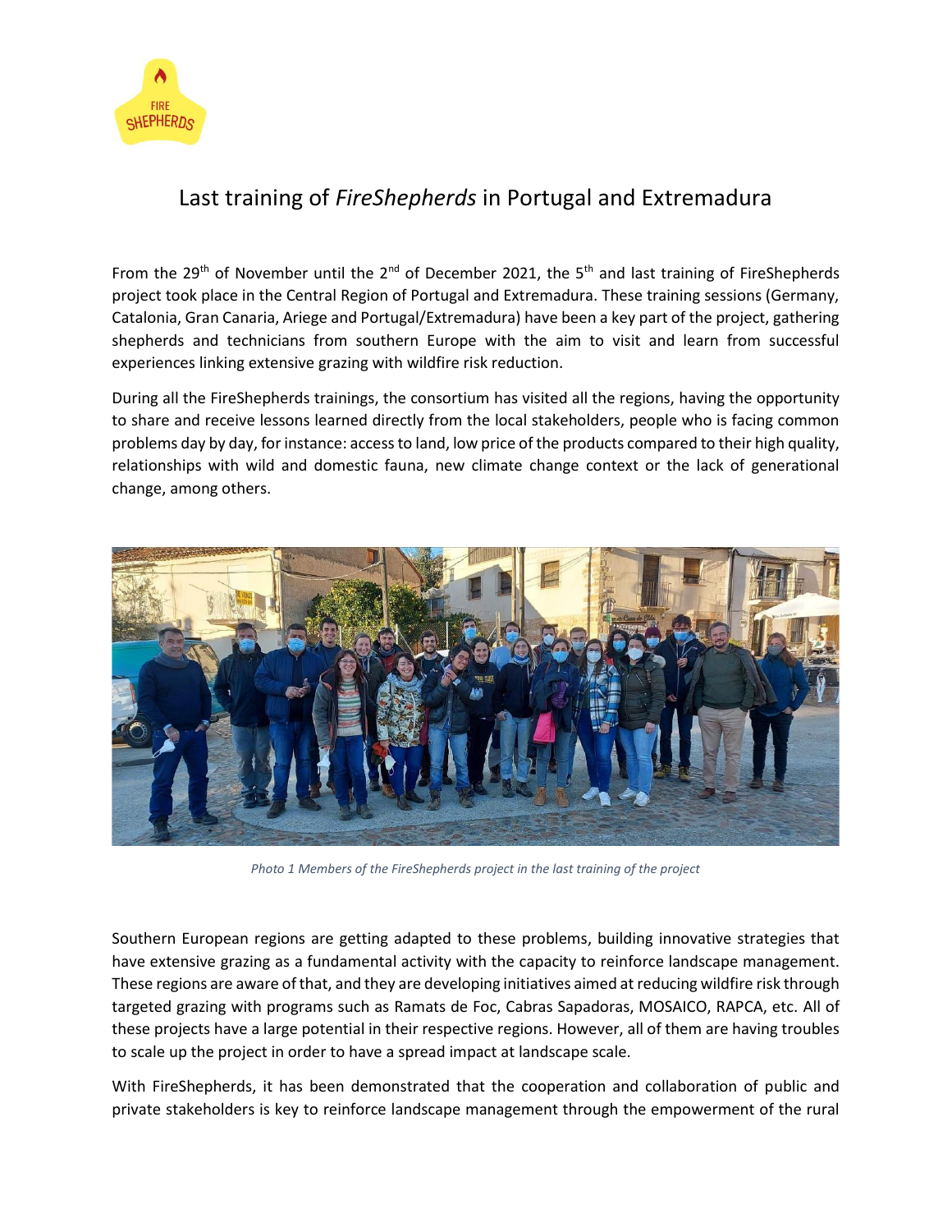# Last training of *FireShepherds* in Portugal and Extremadura

From the 29th of November until the 2nd of December 2021, the 5th and last training of FireShepherds project took place in the Central Region of Portugal and Extremadura. These training sessions (Germany, Catalonia, Gran Canaria, Ariege and Portugal/Extremadura) have been a key part of the project, gathering shepherds and technicians from southern Europe with the aim to visit and learn from successful experiences linking extensive grazing with wildfire risk reduction.

During all the FireShepherds trainings, the consortium has visited all the regions, having the opportunity to share and receive lessons learned directly from the local stakeholders, people who is facing common problems day by day, for instance: access to land, low price of the products compared to their high quality, relationships with wild and domestic fauna, new climate change context or the lack of generational change, among others.

*Photo 1 Members of the FireShepherds project in the last training of the project*

Southern European regions are getting adapted to these problems, building innovative strategies that have extensive grazing as a fundamental activity with the capacity to reinforce landscape management. These regions are aware of that, and they are developing initiatives aimed at reducing wildfire risk through targeted grazing with programs such as Ramats de Foc, Cabras Sapadoras, MOSAICO, RAPCA, etc. All of these projects have a large potential in their respective regions. However, all of them are having troubles to scale up the project in order to have a spread impact at landscape scale.

With FireShepherds, it has been demonstrated that the cooperation and collaboration of public and private stakeholders is key to reinforce landscape management through the empowerment of the rural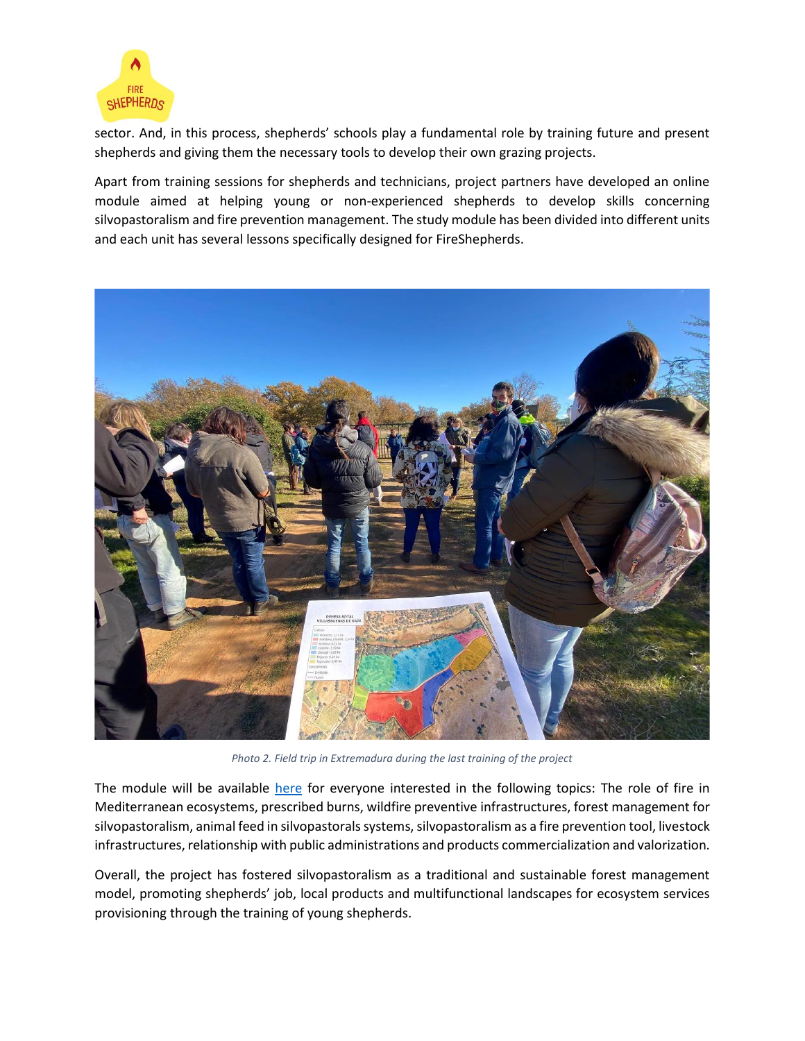sector. And, in this process, shepherds' schools play a fundamental role by training future and present shepherds and giving them the necessary tools to develop their own grazing projects.

Apart from training sessions for shepherds and technicians, project partners have developed an online module aimed at helping young or non-experienced shepherds to develop skills concerning silvopastoralism and fire prevention management. The study module has been divided into different units and each unit has several lessons specifically designed for FireShepherds.

*Photo 2. Field trip in Extremadura during the last training of the project*

The module will be available here for everyone interested in the following topics: The role of fire in Mediterranean ecosystems, prescribed burns, wildfire preventive infrastructures, forest management for silvopastoralism, animal feed in silvopastorals systems, silvopastoralism as a fire prevention tool, livestock infrastructures, relationship with public administrations and products commercialization and valorization.

Overall, the project has fostered silvopastoralism as a traditional and sustainable forest management model, promoting shepherds' job, local products and multifunctional landscapes for ecosystem services provisioning through the training of young shepherds.